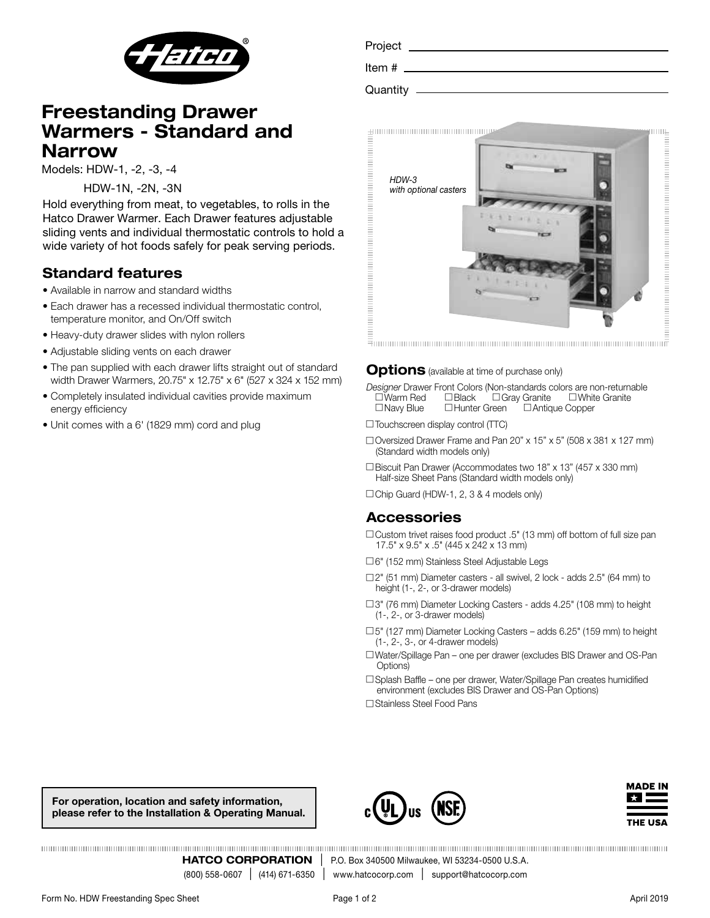Project

Item #

Quantity

# Freestanding Drawer Warmers - Standard and Narrow

Models: HDW-1, -2, -3, -4

HDW-1N, -2N, -3N

Hold everything from meat, to vegetables, to rolls in the Hatco Drawer Warmer. Each Drawer features adjustable sliding vents and individual thermostatic controls to hold a wide variety of hot foods safely for peak serving periods.

*HDW-3 with optional casters*

## Standard features

- Available in narrow and standard widths
- Each drawer has a recessed individual thermostatic control, temperature monitor, and On/Off switch
- Heavy-duty drawer slides with nylon rollers
- Adjustable sliding vents on each drawer
- The pan supplied with each drawer lifts straight out of standard width Drawer Warmers, 20.75" x 12.75" x 6" (527 x 324 x 152 mm)
- Completely insulated individual cavities provide maximum energy efficiency
- Unit comes with a 6' (1829 mm) cord and plug

## Options (available at time of purchase only)

*Designer* Drawer Front Colors (Non-standards colors are non-returnable
☐ Warm Red ☐ Black ☐ Gray Granite ☐ White Granite
☐ Navy Blue ☐ Hunter Green ☐ Antique Copper

☐ Touchscreen display control (TTC)

☐ Oversized Drawer Frame and Pan 20" x 15" x 5" (508 x 381 x 127 mm) (Standard width models only)

☐ Biscuit Pan Drawer (Accommodates two 18" x 13" (457 x 330 mm) Half-size Sheet Pans (Standard width models only)

☐ Chip Guard (HDW-1, 2, 3 & 4 models only)

## Accessories

☐ Custom trivet raises food product .5" (13 mm) off bottom of full size pan 17.5" x 9.5" x .5" (445 x 242 x 13 mm)

☐ 6" (152 mm) Stainless Steel Adjustable Legs

☐ 2" (51 mm) Diameter casters - all swivel, 2 lock - adds 2.5" (64 mm) to height (1-, 2-, or 3-drawer models)

☐ 3" (76 mm) Diameter Locking Casters - adds 4.25" (108 mm) to height (1-, 2-, or 3-drawer models)

☐ 5" (127 mm) Diameter Locking Casters – adds 6.25" (159 mm) to height (1-, 2-, 3-, or 4-drawer models)

☐ Water/Spillage Pan – one per drawer (excludes BIS Drawer and OS-Pan Options)

☐ Splash Baffle – one per drawer, Water/Spillage Pan creates humidified environment (excludes BIS Drawer and OS-Pan Options)

☐ Stainless Steel Food Pans

**For operation, location and safety information, please refer to the Installation & Operating Manual.**

MADE IN THE USA

**HATCO CORPORATION** | P.O. Box 340500 Milwaukee, WI 53234-0500 U.S.A.

(800) 558-0607 | (414) 671-6350 | www.hatcocorp.com | support@hatcocorp.com

Form No. HDW Freestanding Spec Sheet

April 2019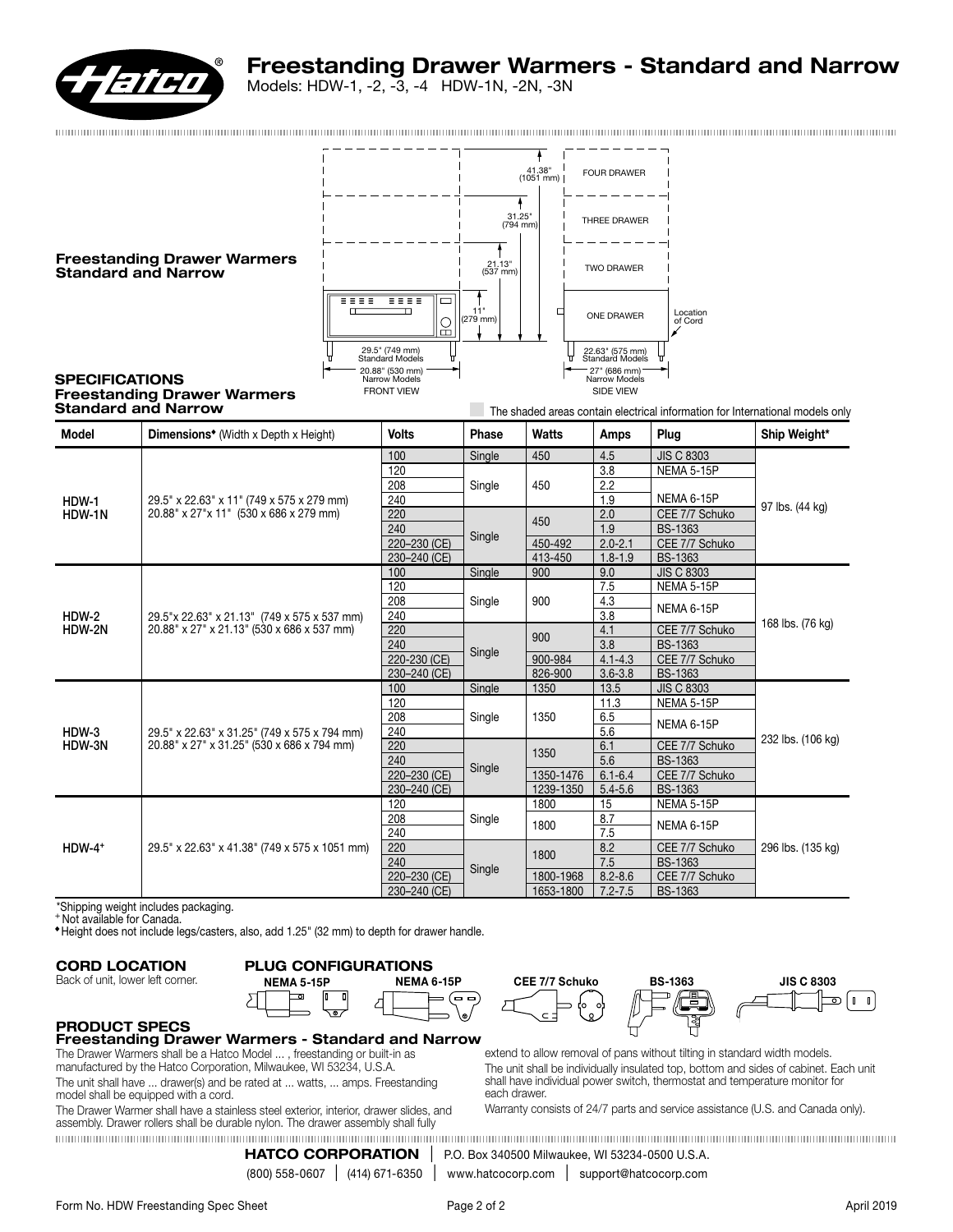# Freestanding Drawer Warmers - Standard and Narrow

Models: HDW-1, -2, -3, -4 HDW-1N, -2N, -3N

## Freestanding Drawer Warmers Standard and Narrow

41.38" (1051 mm)
31.25" (794 mm)
21.13" (537 mm)
11" (279 mm)
FOUR DRAWER
THREE DRAWER
TWO DRAWER
ONE DRAWER
Location of Cord
29.5" (749 mm) Standard Models
20.88" (530 mm) Narrow Models
FRONT VIEW
22.63" (575 mm) Standard Models
27" (686 mm) Narrow Models
SIDE VIEW

## SPECIFICATIONS
### Freestanding Drawer Warmers Standard and Narrow

The shaded areas contain electrical information for International models only

| Model | Dimensions♦ (Width x Depth x Height) | Volts | Phase | Watts | Amps | Plug | Ship Weight* |
|---|---|---|---|---|---|---|---|
| HDW-1 HDW-1N | 29.5" x 22.63" x 11" (749 x 575 x 279 mm) 20.88" x 27"x 11" (530 x 686 x 279 mm) | 100 | Single | 450 | 4.5 | JIS C 8303 | 97 lbs. (44 kg) |
| | | 120 | Single | 450 | 3.8 | NEMA 5-15P | |
| | | 208 | | | 2.2 | NEMA 6-15P | |
| | | 240 | | | 1.9 | | |
| | | 220 | Single | 450 | 2.0 | CEE 7/7 Schuko | |
| | | 240 | | | 1.9 | BS-1363 | |
| | | 220–230 (CE) | | 450-492 | 2.0-2.1 | CEE 7/7 Schuko | |
| | | 230–240 (CE) | | 413-450 | 1.8-1.9 | BS-1363 | |
| HDW-2 HDW-2N | 29.5"x 22.63" x 21.13" (749 x 575 x 537 mm) 20.88" x 27" x 21.13" (530 x 686 x 537 mm) | 100 | Single | 900 | 9.0 | JIS C 8303 | 168 lbs. (76 kg) |
| | | 120 | Single | 900 | 7.5 | NEMA 5-15P | |
| | | 208 | | | 4.3 | NEMA 6-15P | |
| | | 240 | | | 3.8 | | |
| | | 220 | Single | 900 | 4.1 | CEE 7/7 Schuko | |
| | | 240 | | | 3.8 | BS-1363 | |
| | | 220-230 (CE) | | 900-984 | 4.1-4.3 | CEE 7/7 Schuko | |
| | | 230–240 (CE) | | 826-900 | 3.6-3.8 | BS-1363 | |
| HDW-3 HDW-3N | 29.5" x 22.63" x 31.25" (749 x 575 x 794 mm) 20.88" x 27" x 31.25" (530 x 686 x 794 mm) | 100 | Single | 1350 | 13.5 | JIS C 8303 | 232 lbs. (106 kg) |
| | | 120 | Single | 1350 | 11.3 | NEMA 5-15P | |
| | | 208 | | | 6.5 | NEMA 6-15P | |
| | | 240 | | | 5.6 | | |
| | | 220 | Single | 1350 | 6.1 | CEE 7/7 Schuko | |
| | | 240 | | | 5.6 | BS-1363 | |
| | | 220–230 (CE) | | 1350-1476 | 6.1-6.4 | CEE 7/7 Schuko | |
| | | 230–240 (CE) | | 1239-1350 | 5.4-5.6 | BS-1363 | |
| HDW-4+ | 29.5" x 22.63" x 41.38" (749 x 575 x 1051 mm) | 120 | Single | 1800 | 15 | NEMA 5-15P | 296 lbs. (135 kg) |
| | | 208 | | 1800 | 8.7 | NEMA 6-15P | |
| | | 240 | | | 7.5 | | |
| | | 220 | Single | 1800 | 8.2 | CEE 7/7 Schuko | |
| | | 240 | | | 7.5 | BS-1363 | |
| | | 220–230 (CE) | | 1800-1968 | 8.2-8.6 | CEE 7/7 Schuko | |
| | | 230–240 (CE) | | 1653-1800 | 7.2-7.5 | BS-1363 | |

*Shipping weight includes packaging.
+ Not available for Canada.
♦ Height does not include legs/casters, also, add 1.25" (32 mm) to depth for drawer handle.

### CORD LOCATION

Back of unit, lower left corner.

### PLUG CONFIGURATIONS

NEMA 5-15P NEMA 6-15P CEE 7/7 Schuko BS-1363 JIS C 8303

## PRODUCT SPECS
### Freestanding Drawer Warmers - Standard and Narrow

The Drawer Warmers shall be a Hatco Model ... , freestanding or built-in as manufactured by the Hatco Corporation, Milwaukee, WI 53234, U.S.A.

The unit shall have ... drawer(s) and be rated at ... watts, ... amps. Freestanding model shall be equipped with a cord.

The Drawer Warmer shall have a stainless steel exterior, interior, drawer slides, and assembly. Drawer rollers shall be durable nylon. The drawer assembly shall fully extend to allow removal of pans without tilting in standard width models.

The unit shall be individually insulated top, bottom and sides of cabinet. Each unit shall have individual power switch, thermostat and temperature monitor for each drawer.

Warranty consists of 24/7 parts and service assistance (U.S. and Canada only).

**HATCO CORPORATION** | P.O. Box 340500 Milwaukee, WI 53234-0500 U.S.A.

(800) 558-0607 | (414) 671-6350 | www.hatcocorp.com | support@hatcocorp.com

Form No. HDW Freestanding Spec Sheet — April 2019